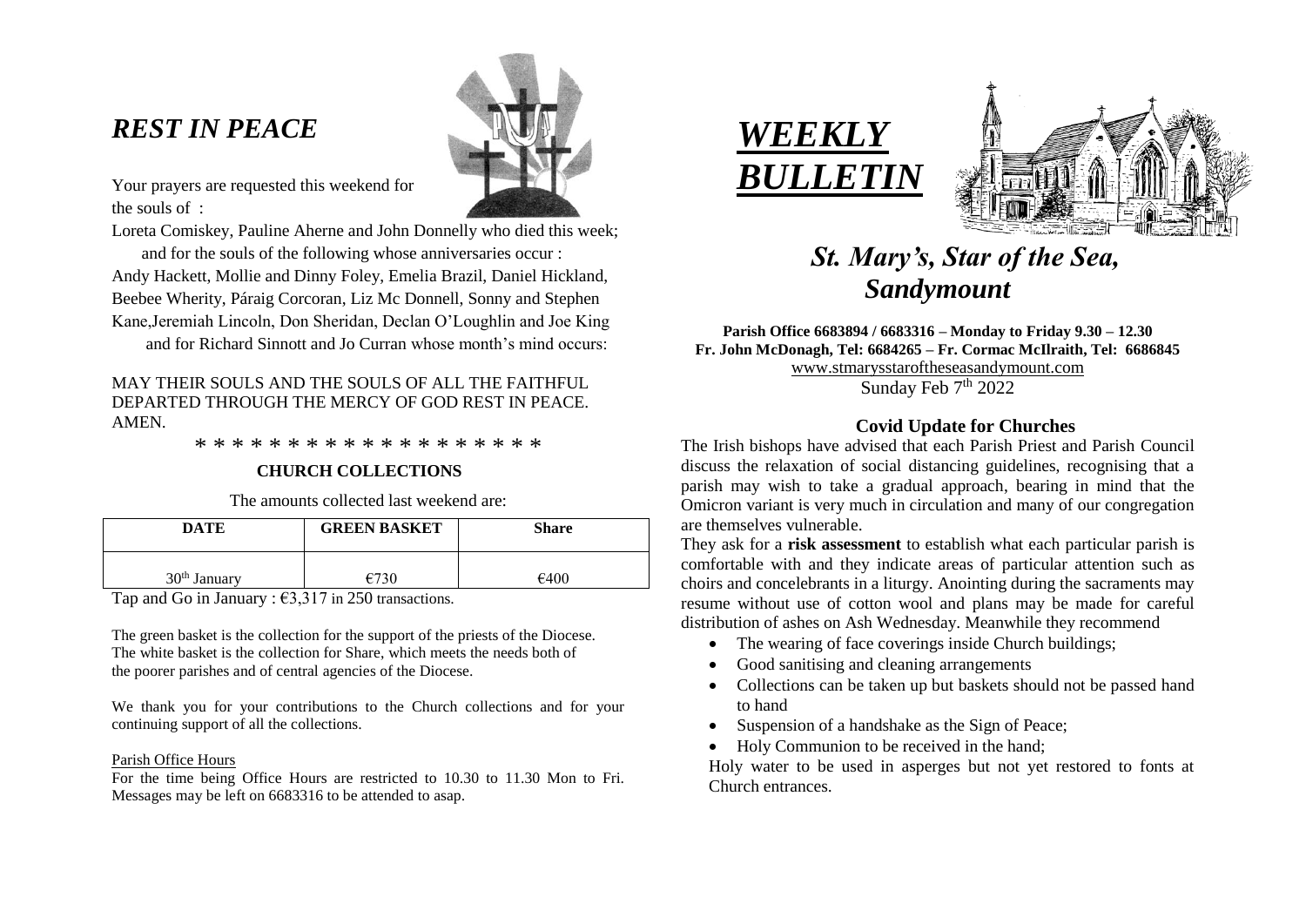# *REST IN PEACE*

Your prayers are requested this weekend for the souls of :

Loreta Comiskey, Pauline Aherne and John Donnelly who died this week;

and for the souls of the following whose anniversaries occur :

Andy Hackett, Mollie and Dinny Foley, Emelia Brazil, Daniel Hickland, Beebee Wherity, Páraig Corcoran, Liz Mc Donnell, Sonny and Stephen Kane,Jeremiah Lincoln, Don Sheridan, Declan O'Loughlin and Joe King

and for Richard Sinnott and Jo Curran whose month's mind occurs:

MAY THEIR SOULS AND THE SOULS OF ALL THE FAITHFUL DEPARTED THROUGH THE MERCY OF GOD REST IN PEACE. AMEN.

* * * * * * * * * * * * * * * * * * *

**CHURCH COLLECTIONS**

The amounts collected last weekend are:

| DATE | GREEN BASKET | Share |
|---|---|---|
| 30th January | €730 | €400 |

Tap and Go in January : €3,317 in 250 transactions.

The green basket is the collection for the support of the priests of the Diocese. The white basket is the collection for Share, which meets the needs both of the poorer parishes and of central agencies of the Diocese.

We thank you for your contributions to the Church collections and for your continuing support of all the collections.

Parish Office Hours

For the time being Office Hours are restricted to 10.30 to 11.30 Mon to Fri. Messages may be left on 6683316 to be attended to asap.

# *WEEKLY BULLETIN*

## *St. Mary's, Star of the Sea, Sandymount*

**Parish Office 6683894 / 6683316 – Monday to Friday 9.30 – 12.30**
**Fr. John McDonagh, Tel: 6684265 – Fr. Cormac McIlraith, Tel: 6686845**
www.stmarysstaroftheseasandymount.com
Sunday Feb 7th 2022

### Covid Update for Churches

The Irish bishops have advised that each Parish Priest and Parish Council discuss the relaxation of social distancing guidelines, recognising that a parish may wish to take a gradual approach, bearing in mind that the Omicron variant is very much in circulation and many of our congregation are themselves vulnerable.

They ask for a **risk assessment** to establish what each particular parish is comfortable with and they indicate areas of particular attention such as choirs and concelebrants in a liturgy. Anointing during the sacraments may resume without use of cotton wool and plans may be made for careful distribution of ashes on Ash Wednesday. Meanwhile they recommend

- The wearing of face coverings inside Church buildings;
- Good sanitising and cleaning arrangements
- Collections can be taken up but baskets should not be passed hand to hand
- Suspension of a handshake as the Sign of Peace;
- Holy Communion to be received in the hand;

Holy water to be used in asperges but not yet restored to fonts at Church entrances.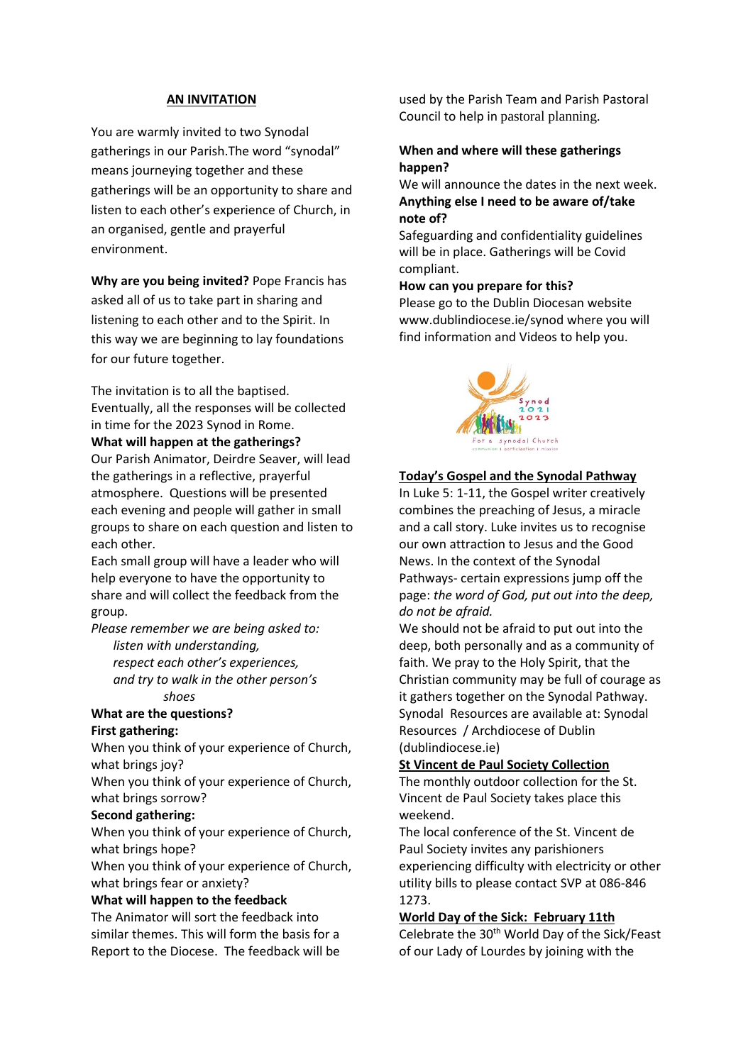## AN INVITATION

You are warmly invited to two Synodal gatherings in our Parish.The word "synodal" means journeying together and these gatherings will be an opportunity to share and listen to each other's experience of Church, in an organised, gentle and prayerful environment.

**Why are you being invited?** Pope Francis has asked all of us to take part in sharing and listening to each other and to the Spirit. In this way we are beginning to lay foundations for our future together.

The invitation is to all the baptised. Eventually, all the responses will be collected in time for the 2023 Synod in Rome.

**What will happen at the gatherings?**

Our Parish Animator, Deirdre Seaver, will lead the gatherings in a reflective, prayerful atmosphere. Questions will be presented each evening and people will gather in small groups to share on each question and listen to each other.

Each small group will have a leader who will help everyone to have the opportunity to share and will collect the feedback from the group.

*Please remember we are being asked to:*

*listen with understanding,*
*respect each other's experiences,*
*and try to walk in the other person's shoes*

**What are the questions?**

**First gathering:**

When you think of your experience of Church, what brings joy?

When you think of your experience of Church, what brings sorrow?

**Second gathering:**

When you think of your experience of Church, what brings hope?

When you think of your experience of Church, what brings fear or anxiety?

**What will happen to the feedback**

The Animator will sort the feedback into similar themes. This will form the basis for a Report to the Diocese. The feedback will be used by the Parish Team and Parish Pastoral Council to help in pastoral planning.

**When and where will these gatherings happen?**

We will announce the dates in the next week.

**Anything else I need to be aware of/take note of?**

Safeguarding and confidentiality guidelines will be in place. Gatherings will be Covid compliant.

**How can you prepare for this?**

Please go to the Dublin Diocesan website www.dublindiocese.ie/synod where you will find information and Videos to help you.

## Today's Gospel and the Synodal Pathway

In Luke 5: 1-11, the Gospel writer creatively combines the preaching of Jesus, a miracle and a call story. Luke invites us to recognise our own attraction to Jesus and the Good News. In the context of the Synodal Pathways- certain expressions jump off the page: *the word of God, put out into the deep, do not be afraid.*

We should not be afraid to put out into the deep, both personally and as a community of faith. We pray to the Holy Spirit, that the Christian community may be full of courage as it gathers together on the Synodal Pathway. Synodal Resources are available at: Synodal Resources / Archdiocese of Dublin (dublindiocese.ie)

## St Vincent de Paul Society Collection

The monthly outdoor collection for the St. Vincent de Paul Society takes place this weekend.

The local conference of the St. Vincent de Paul Society invites any parishioners experiencing difficulty with electricity or other utility bills to please contact SVP at 086-846 1273.

## World Day of the Sick: February 11th

Celebrate the 30th World Day of the Sick/Feast of our Lady of Lourdes by joining with the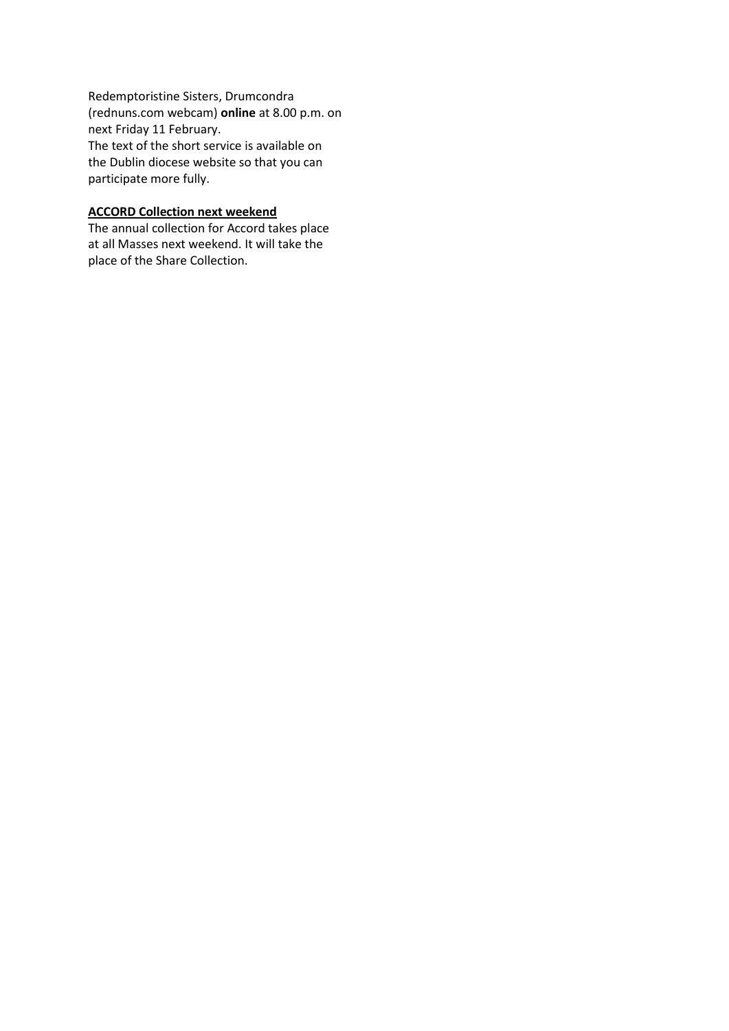Redemptoristine Sisters, Drumcondra (rednuns.com webcam) **online** at 8.00 p.m. on next Friday 11 February.
The text of the short service is available on the Dublin diocese website so that you can participate more fully.

**ACCORD Collection next weekend**

The annual collection for Accord takes place at all Masses next weekend. It will take the place of the Share Collection.